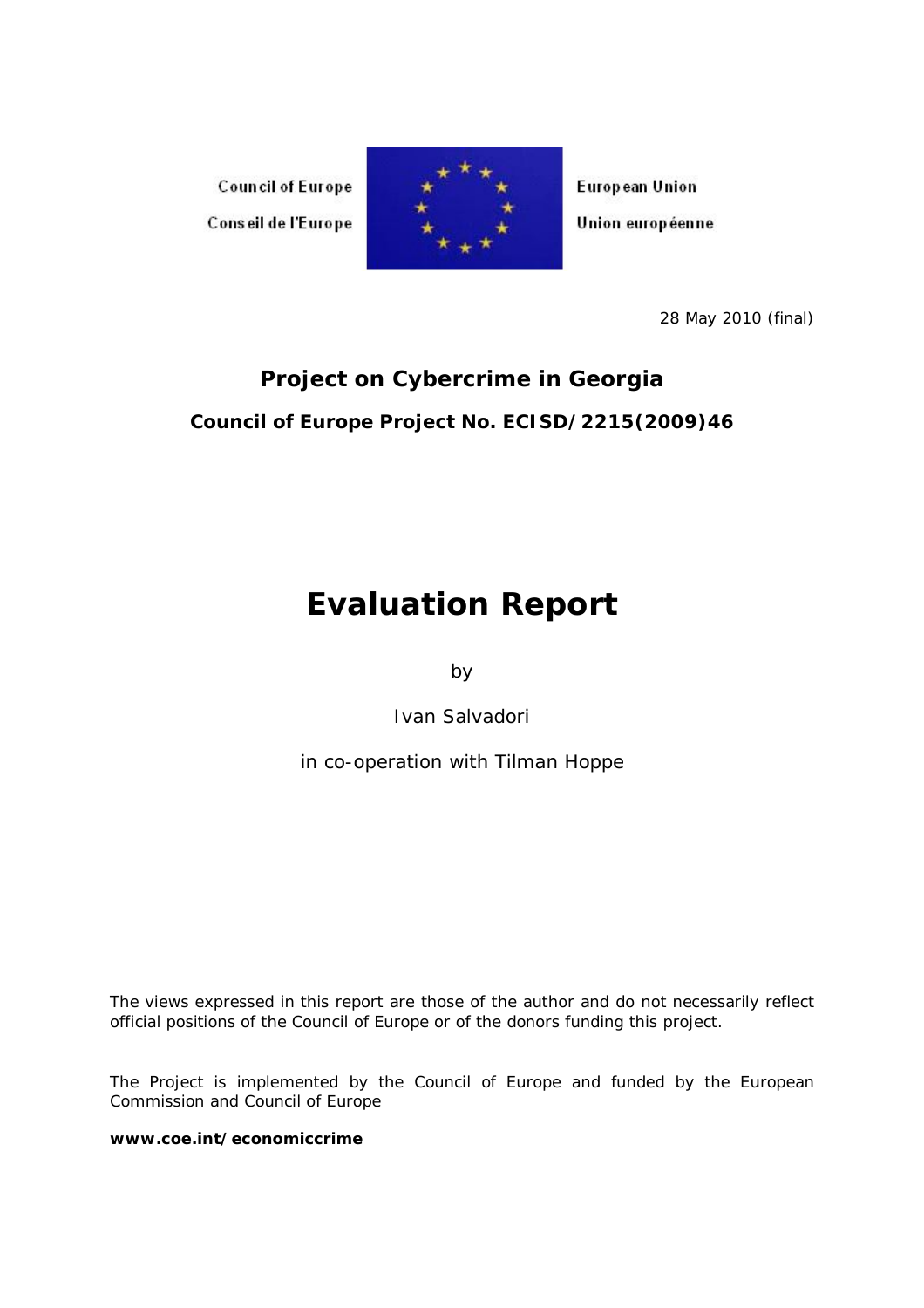Council of Europe

Conseil de l'Europe

European Union

Union européenne

28 May 2010 (final)

## Project on Cybercrime in Georgia

### Council of Europe Project No. ECISD/2215(2009)46

# Evaluation Report

by

Ivan Salvadori

in co-operation with Tilman Hoppe

The views expressed in this report are those of the author and do not necessarily reflect official positions of the Council of Europe or of the donors funding this project.

The Project is implemented by the Council of Europe and funded by the European Commission and Council of Europe

**www.coe.int/economiccrime**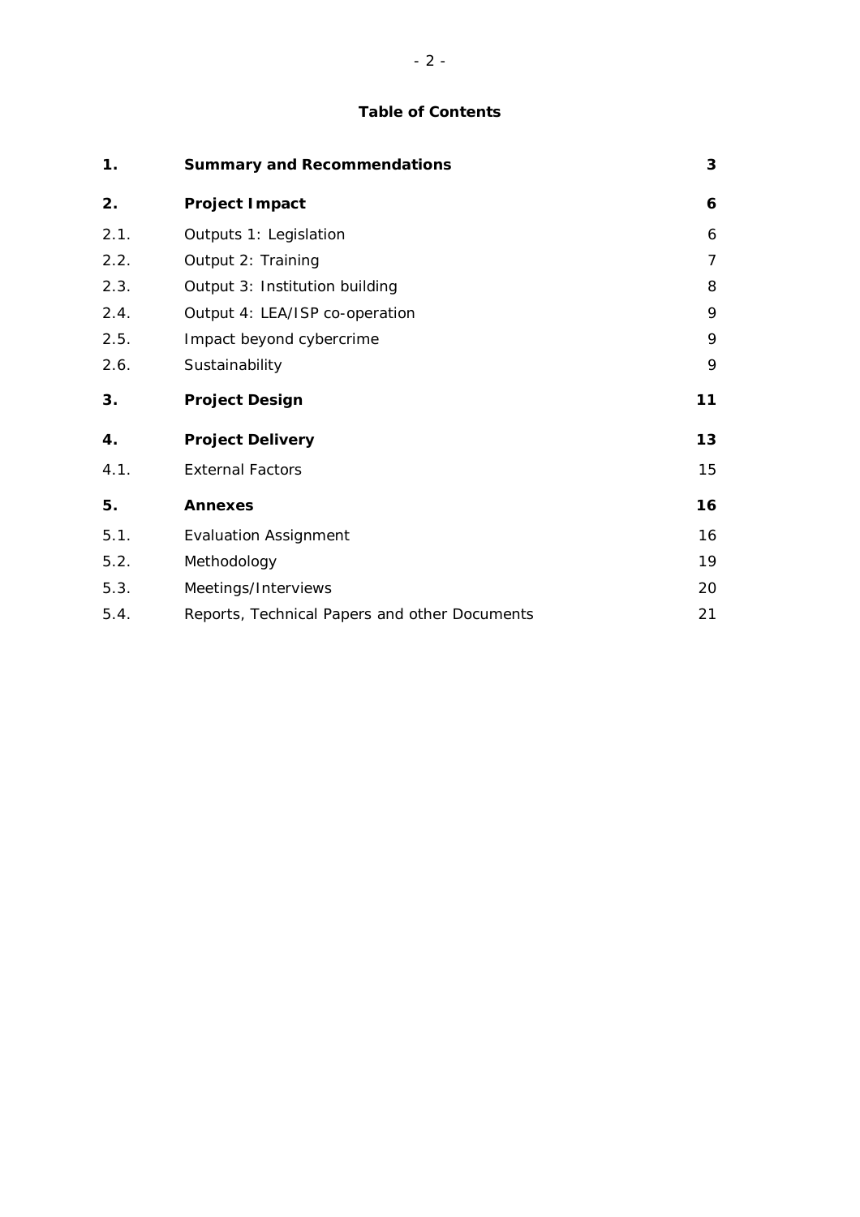**Table of Contents**

| | | |
|---|---|---|
| **1.** | **Summary and Recommendations** | **3** |
| **2.** | **Project Impact** | **6** |
| 2.1. | Outputs 1: Legislation | 6 |
| 2.2. | Output 2: Training | 7 |
| 2.3. | Output 3: Institution building | 8 |
| 2.4. | Output 4: LEA/ISP co-operation | 9 |
| 2.5. | Impact beyond cybercrime | 9 |
| 2.6. | Sustainability | 9 |
| **3.** | **Project Design** | **11** |
| **4.** | **Project Delivery** | **13** |
| 4.1. | External Factors | 15 |
| **5.** | **Annexes** | **16** |
| 5.1. | Evaluation Assignment | 16 |
| 5.2. | Methodology | 19 |
| 5.3. | Meetings/Interviews | 20 |
| 5.4. | Reports, Technical Papers and other Documents | 21 |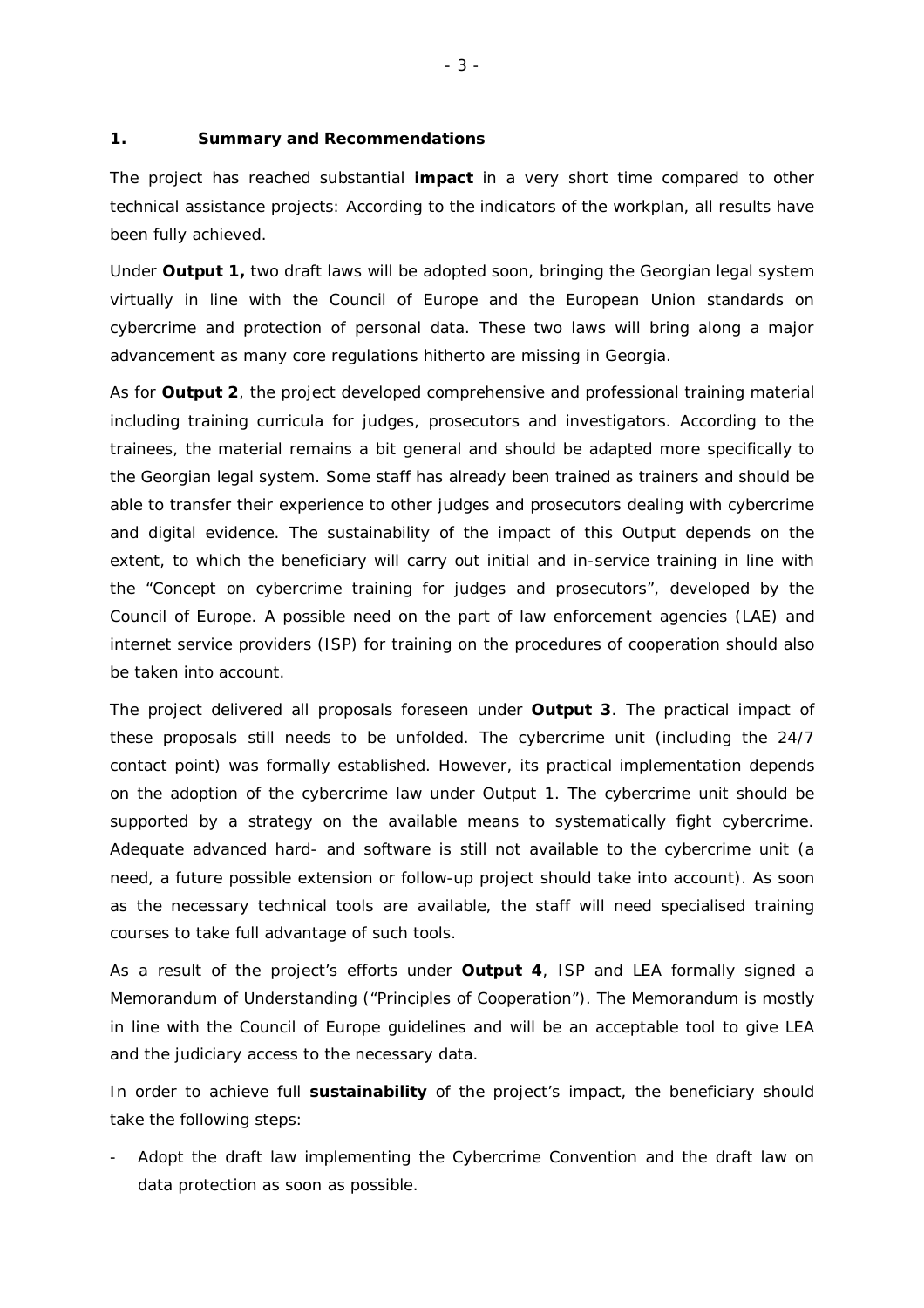## 1. Summary and Recommendations

The project has reached substantial **impact** in a very short time compared to other technical assistance projects: According to the indicators of the workplan, all results have been fully achieved.

Under **Output 1,** two draft laws will be adopted soon, bringing the Georgian legal system virtually in line with the Council of Europe and the European Union standards on cybercrime and protection of personal data. These two laws will bring along a major advancement as many core regulations hitherto are missing in Georgia.

As for **Output 2**, the project developed comprehensive and professional training material including training curricula for judges, prosecutors and investigators. According to the trainees, the material remains a bit general and should be adapted more specifically to the Georgian legal system. Some staff has already been trained as trainers and should be able to transfer their experience to other judges and prosecutors dealing with cybercrime and digital evidence. The sustainability of the impact of this Output depends on the extent, to which the beneficiary will carry out initial and in-service training in line with the "Concept on cybercrime training for judges and prosecutors", developed by the Council of Europe. A possible need on the part of law enforcement agencies (LAE) and internet service providers (ISP) for training on the procedures of cooperation should also be taken into account.

The project delivered all proposals foreseen under **Output 3**. The practical impact of these proposals still needs to be unfolded. The cybercrime unit (including the 24/7 contact point) was formally established. However, its practical implementation depends on the adoption of the cybercrime law under Output 1. The cybercrime unit should be supported by a strategy on the available means to systematically fight cybercrime. Adequate advanced hard- and software is still not available to the cybercrime unit (a need, a future possible extension or follow-up project should take into account). As soon as the necessary technical tools are available, the staff will need specialised training courses to take full advantage of such tools.

As a result of the project's efforts under **Output 4**, ISP and LEA formally signed a Memorandum of Understanding ("Principles of Cooperation"). The Memorandum is mostly in line with the Council of Europe guidelines and will be an acceptable tool to give LEA and the judiciary access to the necessary data.

In order to achieve full **sustainability** of the project's impact, the beneficiary should take the following steps:

- Adopt the draft law implementing the Cybercrime Convention and the draft law on data protection as soon as possible.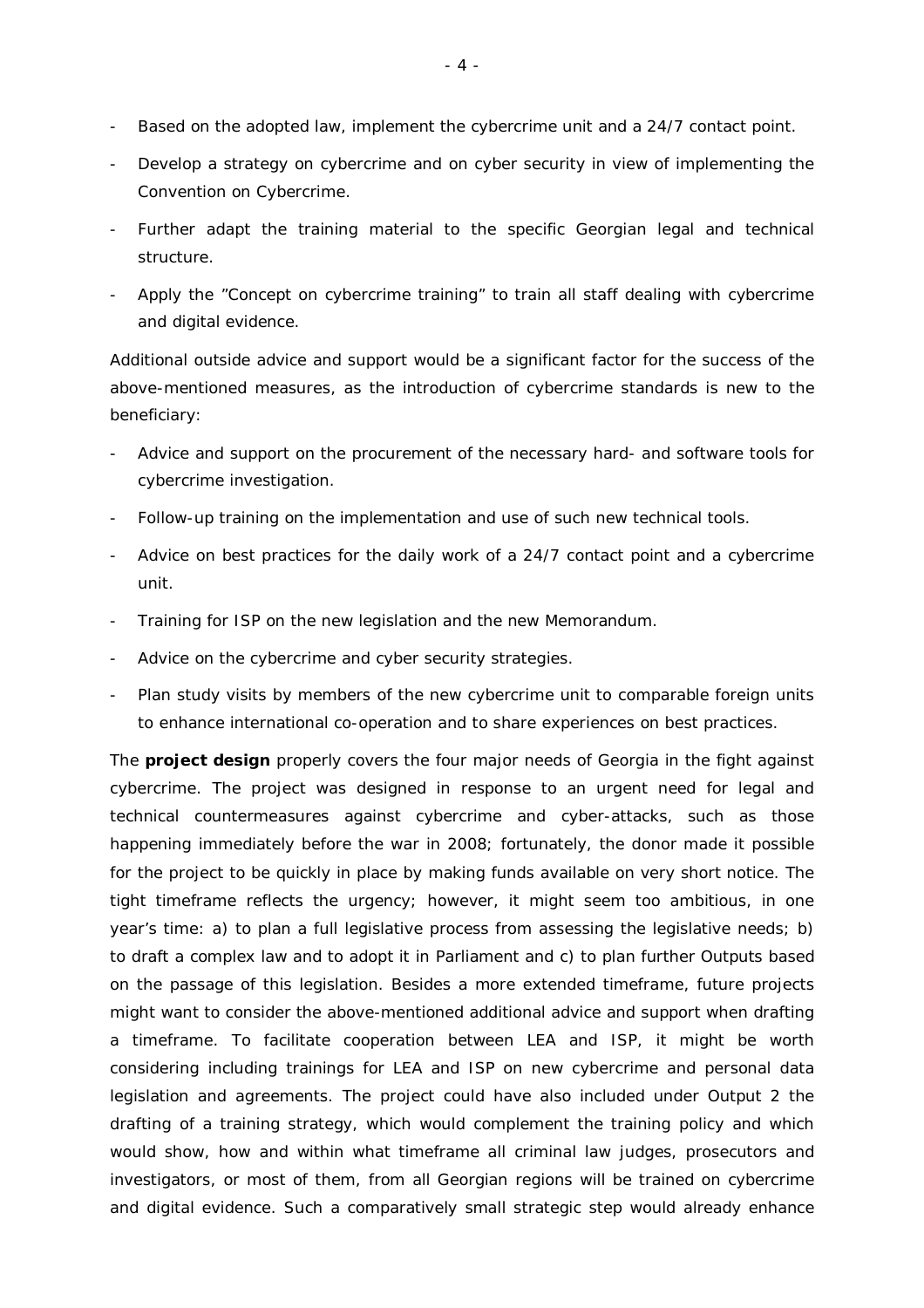- Based on the adopted law, implement the cybercrime unit and a 24/7 contact point.
- Develop a strategy on cybercrime and on cyber security in view of implementing the Convention on Cybercrime.
- Further adapt the training material to the specific Georgian legal and technical structure.
- Apply the "Concept on cybercrime training" to train all staff dealing with cybercrime and digital evidence.

Additional outside advice and support would be a significant factor for the success of the above-mentioned measures, as the introduction of cybercrime standards is new to the beneficiary:

- Advice and support on the procurement of the necessary hard- and software tools for cybercrime investigation.
- Follow-up training on the implementation and use of such new technical tools.
- Advice on best practices for the daily work of a 24/7 contact point and a cybercrime unit.
- Training for ISP on the new legislation and the new Memorandum.
- Advice on the cybercrime and cyber security strategies.
- Plan study visits by members of the new cybercrime unit to comparable foreign units to enhance international co-operation and to share experiences on best practices.

The **project design** properly covers the four major needs of Georgia in the fight against cybercrime. The project was designed in response to an urgent need for legal and technical countermeasures against cybercrime and cyber-attacks, such as those happening immediately before the war in 2008; fortunately, the donor made it possible for the project to be quickly in place by making funds available on very short notice. The tight timeframe reflects the urgency; however, it might seem too ambitious, in one year's time: a) to plan a full legislative process from assessing the legislative needs; b) to draft a complex law and to adopt it in Parliament and c) to plan further Outputs based on the passage of this legislation. Besides a more extended timeframe, future projects might want to consider the above-mentioned additional advice and support when drafting a timeframe. To facilitate cooperation between LEA and ISP, it might be worth considering including trainings for LEA and ISP on new cybercrime and personal data legislation and agreements. The project could have also included under Output 2 the drafting of a training strategy, which would complement the training policy and which would show, how and within what timeframe all criminal law judges, prosecutors and investigators, or most of them, from all Georgian regions will be trained on cybercrime and digital evidence. Such a comparatively small strategic step would already enhance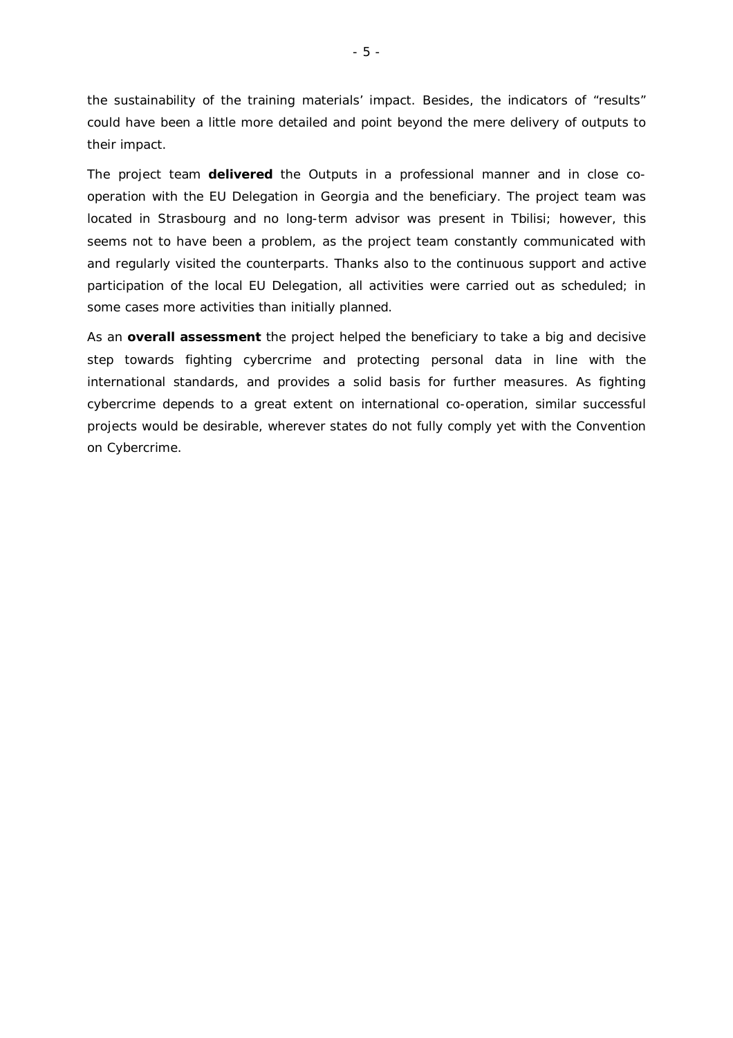the sustainability of the training materials' impact. Besides, the indicators of "results" could have been a little more detailed and point beyond the mere delivery of outputs to their impact.

The project team **delivered** the Outputs in a professional manner and in close co-operation with the EU Delegation in Georgia and the beneficiary. The project team was located in Strasbourg and no long-term advisor was present in Tbilisi; however, this seems not to have been a problem, as the project team constantly communicated with and regularly visited the counterparts. Thanks also to the continuous support and active participation of the local EU Delegation, all activities were carried out as scheduled; in some cases more activities than initially planned.

As an **overall assessment** the project helped the beneficiary to take a big and decisive step towards fighting cybercrime and protecting personal data in line with the international standards, and provides a solid basis for further measures. As fighting cybercrime depends to a great extent on international co-operation, similar successful projects would be desirable, wherever states do not fully comply yet with the Convention on Cybercrime.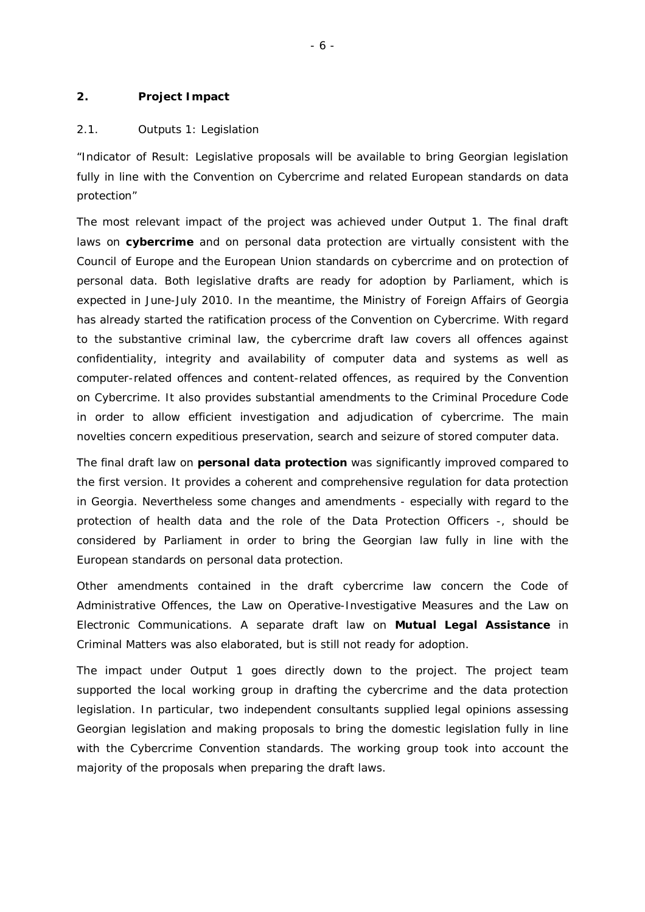## 2. Project Impact

### 2.1. Outputs 1: Legislation

"Indicator of Result: Legislative proposals will be available to bring Georgian legislation fully in line with the Convention on Cybercrime and related European standards on data protection"

The most relevant impact of the project was achieved under Output 1. The final draft laws on **cybercrime** and on personal data protection are virtually consistent with the Council of Europe and the European Union standards on cybercrime and on protection of personal data. Both legislative drafts are ready for adoption by Parliament, which is expected in June-July 2010. In the meantime, the Ministry of Foreign Affairs of Georgia has already started the ratification process of the Convention on Cybercrime. With regard to the substantive criminal law, the cybercrime draft law covers all offences against confidentiality, integrity and availability of computer data and systems as well as computer-related offences and content-related offences, as required by the Convention on Cybercrime. It also provides substantial amendments to the Criminal Procedure Code in order to allow efficient investigation and adjudication of cybercrime. The main novelties concern expeditious preservation, search and seizure of stored computer data.

The final draft law on **personal data protection** was significantly improved compared to the first version. It provides a coherent and comprehensive regulation for data protection in Georgia. Nevertheless some changes and amendments - especially with regard to the protection of health data and the role of the Data Protection Officers -, should be considered by Parliament in order to bring the Georgian law fully in line with the European standards on personal data protection.

Other amendments contained in the draft cybercrime law concern the Code of Administrative Offences, the Law on Operative-Investigative Measures and the Law on Electronic Communications. A separate draft law on **Mutual Legal Assistance** in Criminal Matters was also elaborated, but is still not ready for adoption.

The impact under Output 1 goes directly down to the project. The project team supported the local working group in drafting the cybercrime and the data protection legislation. In particular, two independent consultants supplied legal opinions assessing Georgian legislation and making proposals to bring the domestic legislation fully in line with the Cybercrime Convention standards. The working group took into account the majority of the proposals when preparing the draft laws.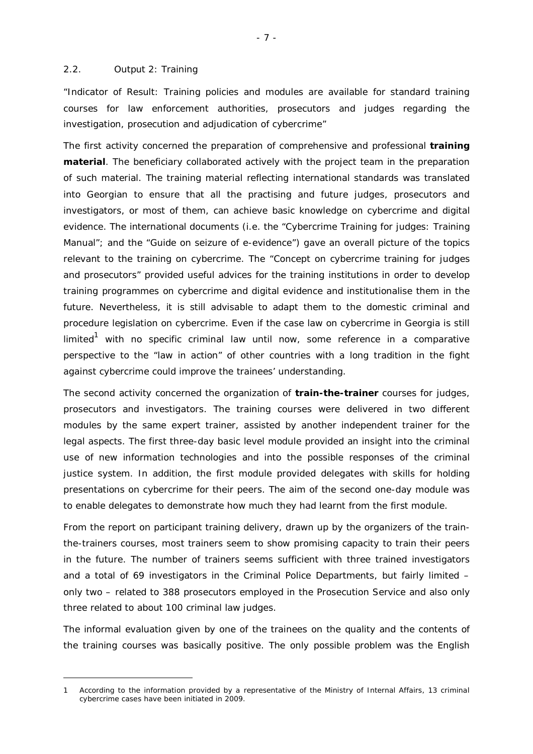## 2.2. Output 2: Training

*"Indicator of Result: Training policies and modules are available for standard training courses for law enforcement authorities, prosecutors and judges regarding the investigation, prosecution and adjudication of cybercrime"*

The first activity concerned the preparation of comprehensive and professional **training material**. The beneficiary collaborated actively with the project team in the preparation of such material. The training material reflecting international standards was translated into Georgian to ensure that all the practising and future judges, prosecutors and investigators, or most of them, can achieve basic knowledge on cybercrime and digital evidence. The international documents (i.e. the "Cybercrime Training for judges: Training Manual"; and the "Guide on seizure of e-evidence") gave an overall picture of the topics relevant to the training on cybercrime. The "Concept on cybercrime training for judges and prosecutors" provided useful advices for the training institutions in order to develop training programmes on cybercrime and digital evidence and institutionalise them in the future. Nevertheless, it is still advisable to adapt them to the domestic criminal and procedure legislation on cybercrime. Even if the case law on cybercrime in Georgia is still limited[1] with no specific criminal law until now, some reference in a comparative perspective to the "law in action" of other countries with a long tradition in the fight against cybercrime could improve the trainees' understanding.

The second activity concerned the organization of **train-the-trainer** courses for judges, prosecutors and investigators. The training courses were delivered in two different modules by the same expert trainer, assisted by another independent trainer for the legal aspects. The first three-day basic level module provided an insight into the criminal use of new information technologies and into the possible responses of the criminal justice system. In addition, the first module provided delegates with skills for holding presentations on cybercrime for their peers. The aim of the second one-day module was to enable delegates to demonstrate how much they had learnt from the first module.

From the report on participant training delivery, drawn up by the organizers of the train-the-trainers courses, most trainers seem to show promising capacity to train their peers in the future. The number of trainers seems sufficient with three trained investigators and a total of 69 investigators in the Criminal Police Departments, but fairly limited – only two – related to 388 prosecutors employed in the Prosecution Service and also only three related to about 100 criminal law judges.

The informal evaluation given by one of the trainees on the quality and the contents of the training courses was basically positive. The only possible problem was the English

---

1 According to the information provided by a representative of the Ministry of Internal Affairs, 13 criminal cybercrime cases have been initiated in 2009.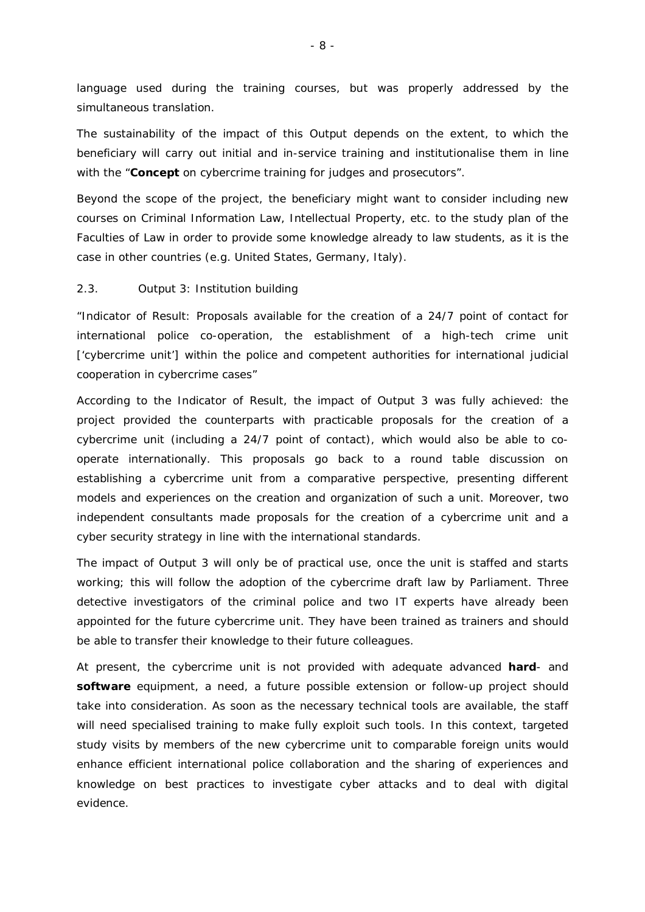language used during the training courses, but was properly addressed by the simultaneous translation.

The sustainability of the impact of this Output depends on the extent, to which the beneficiary will carry out initial and in-service training and institutionalise them in line with the "**Concept** on cybercrime training for judges and prosecutors".

Beyond the scope of the project, the beneficiary might want to consider including new courses on Criminal Information Law, Intellectual Property, etc. to the study plan of the Faculties of Law in order to provide some knowledge already to law students, as it is the case in other countries (e.g. United States, Germany, Italy).

### 2.3. Output 3: Institution building

"Indicator of Result: Proposals available for the creation of a 24/7 point of contact for international police co-operation, the establishment of a high-tech crime unit ['cybercrime unit'] within the police and competent authorities for international judicial cooperation in cybercrime cases"

According to the Indicator of Result, the impact of Output 3 was fully achieved: the project provided the counterparts with practicable proposals for the creation of a cybercrime unit (including a 24/7 point of contact), which would also be able to co-operate internationally. This proposals go back to a round table discussion on establishing a cybercrime unit from a comparative perspective, presenting different models and experiences on the creation and organization of such a unit. Moreover, two independent consultants made proposals for the creation of a cybercrime unit and a cyber security strategy in line with the international standards.

The impact of Output 3 will only be of practical use, once the unit is staffed and starts working; this will follow the adoption of the cybercrime draft law by Parliament. Three detective investigators of the criminal police and two IT experts have already been appointed for the future cybercrime unit. They have been trained as trainers and should be able to transfer their knowledge to their future colleagues.

At present, the cybercrime unit is not provided with adequate advanced **hard**- and **software** equipment, a need, a future possible extension or follow-up project should take into consideration. As soon as the necessary technical tools are available, the staff will need specialised training to make fully exploit such tools. In this context, targeted study visits by members of the new cybercrime unit to comparable foreign units would enhance efficient international police collaboration and the sharing of experiences and knowledge on best practices to investigate cyber attacks and to deal with digital evidence.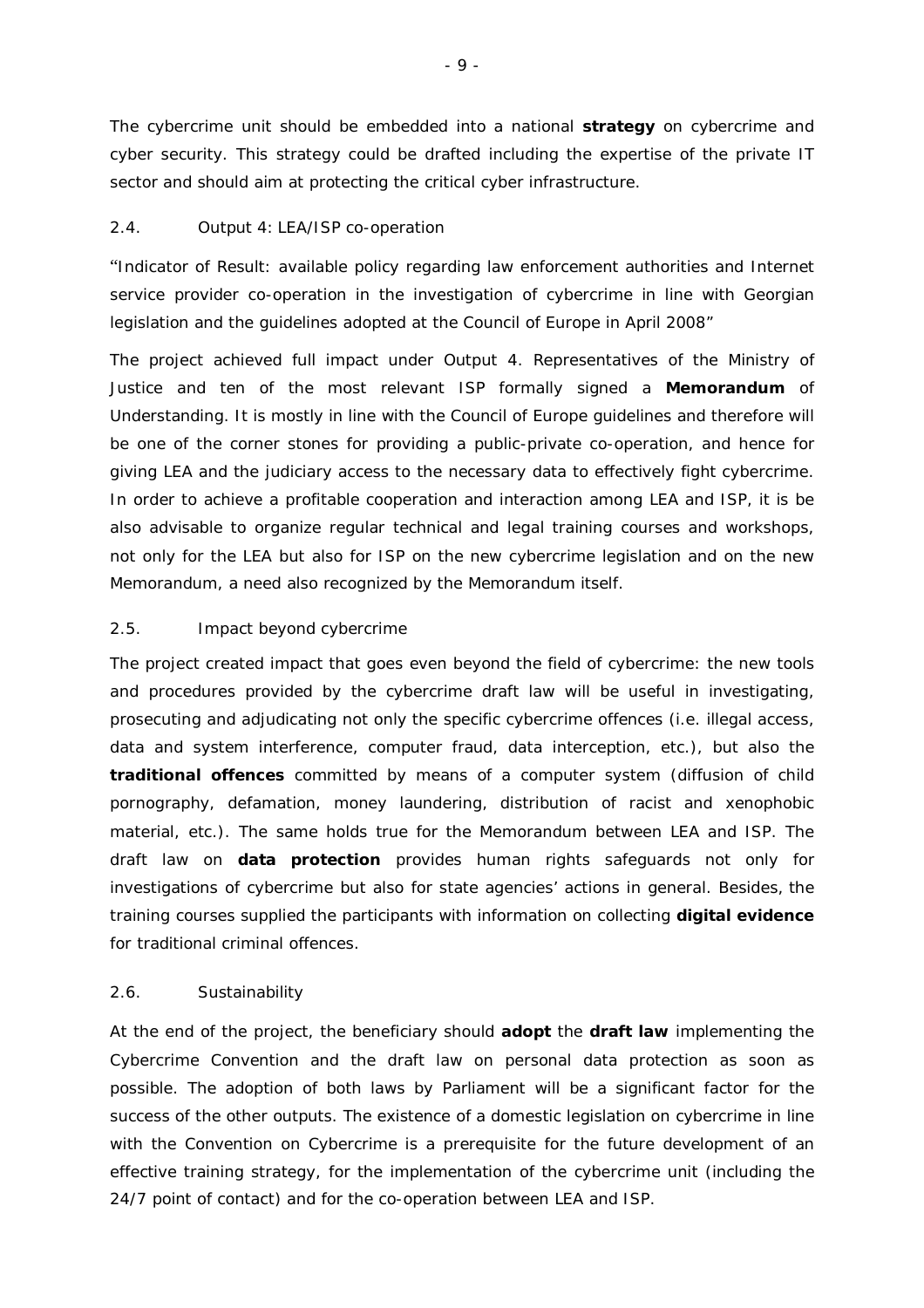The cybercrime unit should be embedded into a national **strategy** on cybercrime and cyber security. This strategy could be drafted including the expertise of the private IT sector and should aim at protecting the critical cyber infrastructure.

### 2.4. Output 4: LEA/ISP co-operation

"Indicator of Result: available policy regarding law enforcement authorities and Internet service provider co-operation in the investigation of cybercrime in line with Georgian legislation and the guidelines adopted at the Council of Europe in April 2008"

The project achieved full impact under Output 4. Representatives of the Ministry of Justice and ten of the most relevant ISP formally signed a **Memorandum** of Understanding. It is mostly in line with the Council of Europe guidelines and therefore will be one of the corner stones for providing a public-private co-operation, and hence for giving LEA and the judiciary access to the necessary data to effectively fight cybercrime. In order to achieve a profitable cooperation and interaction among LEA and ISP, it is be also advisable to organize regular technical and legal training courses and workshops, not only for the LEA but also for ISP on the new cybercrime legislation and on the new Memorandum, a need also recognized by the Memorandum itself.

### 2.5. Impact beyond cybercrime

The project created impact that goes even beyond the field of cybercrime: the new tools and procedures provided by the cybercrime draft law will be useful in investigating, prosecuting and adjudicating not only the specific cybercrime offences (i.e. illegal access, data and system interference, computer fraud, data interception, etc.), but also the **traditional offences** committed by means of a computer system (diffusion of child pornography, defamation, money laundering, distribution of racist and xenophobic material, etc.). The same holds true for the Memorandum between LEA and ISP. The draft law on **data protection** provides human rights safeguards not only for investigations of cybercrime but also for state agencies' actions in general. Besides, the training courses supplied the participants with information on collecting **digital evidence** for traditional criminal offences.

### 2.6. Sustainability

At the end of the project, the beneficiary should **adopt** the **draft law** implementing the Cybercrime Convention and the draft law on personal data protection as soon as possible. The adoption of both laws by Parliament will be a significant factor for the success of the other outputs. The existence of a domestic legislation on cybercrime in line with the Convention on Cybercrime is a prerequisite for the future development of an effective training strategy, for the implementation of the cybercrime unit (including the 24/7 point of contact) and for the co-operation between LEA and ISP.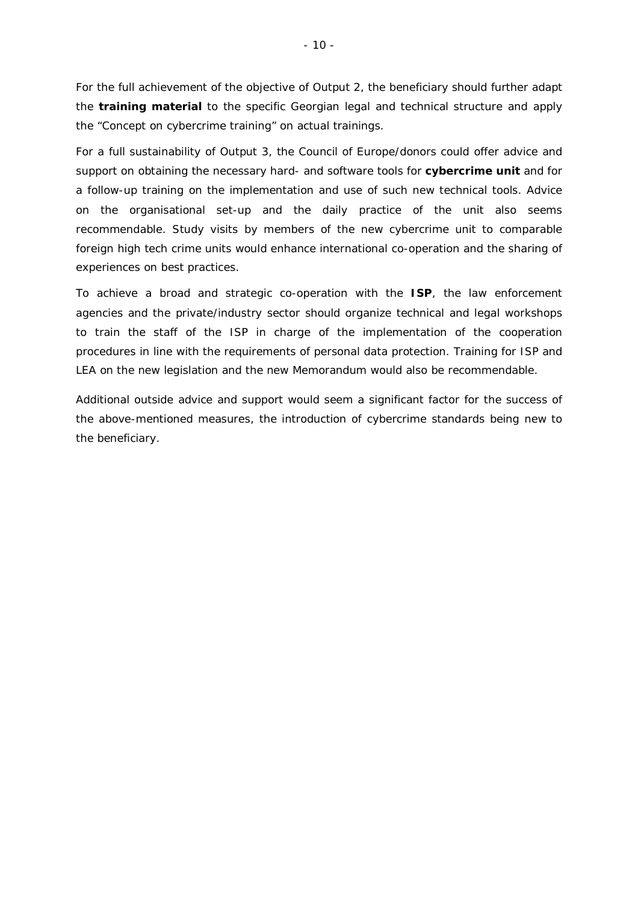For the full achievement of the objective of Output 2, the beneficiary should further adapt the **training material** to the specific Georgian legal and technical structure and apply the "Concept on cybercrime training" on actual trainings.

For a full sustainability of Output 3, the Council of Europe/donors could offer advice and support on obtaining the necessary hard- and software tools for **cybercrime unit** and for a follow-up training on the implementation and use of such new technical tools. Advice on the organisational set-up and the daily practice of the unit also seems recommendable. Study visits by members of the new cybercrime unit to comparable foreign high tech crime units would enhance international co-operation and the sharing of experiences on best practices.

To achieve a broad and strategic co-operation with the **ISP**, the law enforcement agencies and the private/industry sector should organize technical and legal workshops to train the staff of the ISP in charge of the implementation of the cooperation procedures in line with the requirements of personal data protection. Training for ISP and LEA on the new legislation and the new Memorandum would also be recommendable.

Additional outside advice and support would seem a significant factor for the success of the above-mentioned measures, the introduction of cybercrime standards being new to the beneficiary.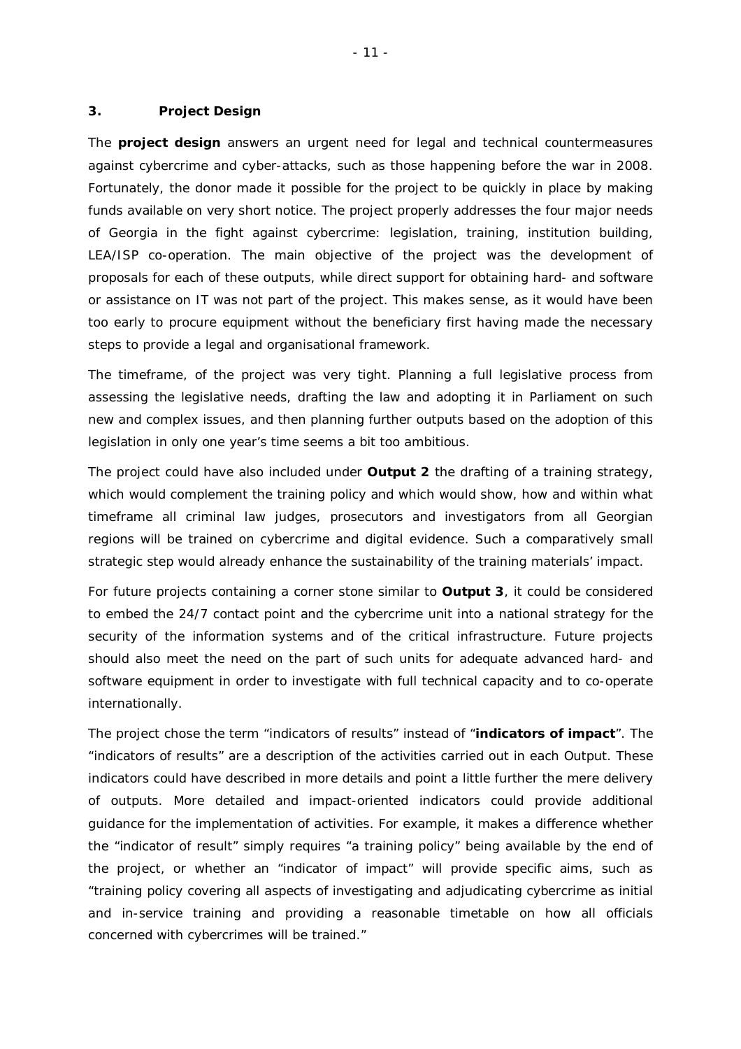## 3. Project Design

The **project design** answers an urgent need for legal and technical countermeasures against cybercrime and cyber-attacks, such as those happening before the war in 2008. Fortunately, the donor made it possible for the project to be quickly in place by making funds available on very short notice. The project properly addresses the four major needs of Georgia in the fight against cybercrime: legislation, training, institution building, LEA/ISP co-operation. The main objective of the project was the development of proposals for each of these outputs, while direct support for obtaining hard- and software or assistance on IT was not part of the project. This makes sense, as it would have been too early to procure equipment without the beneficiary first having made the necessary steps to provide a legal and organisational framework.

The timeframe, of the project was very tight. Planning a full legislative process from assessing the legislative needs, drafting the law and adopting it in Parliament on such new and complex issues, and then planning further outputs based on the adoption of this legislation in only one year's time seems a bit too ambitious.

The project could have also included under **Output 2** the drafting of a training strategy, which would complement the training policy and which would show, how and within what timeframe all criminal law judges, prosecutors and investigators from all Georgian regions will be trained on cybercrime and digital evidence. Such a comparatively small strategic step would already enhance the sustainability of the training materials' impact.

For future projects containing a corner stone similar to **Output 3**, it could be considered to embed the 24/7 contact point and the cybercrime unit into a national strategy for the security of the information systems and of the critical infrastructure. Future projects should also meet the need on the part of such units for adequate advanced hard- and software equipment in order to investigate with full technical capacity and to co-operate internationally.

The project chose the term "indicators of results" instead of "**indicators of impact**". The "indicators of results" are a description of the activities carried out in each Output. These indicators could have described in more details and point a little further the mere delivery of outputs. More detailed and impact-oriented indicators could provide additional guidance for the implementation of activities. For example, it makes a difference whether the "indicator of result" simply requires "a training policy" being available by the end of the project, or whether an "indicator of impact" will provide specific aims, such as "training policy covering all aspects of investigating and adjudicating cybercrime as initial and in-service training and providing a reasonable timetable on how all officials concerned with cybercrimes will be trained."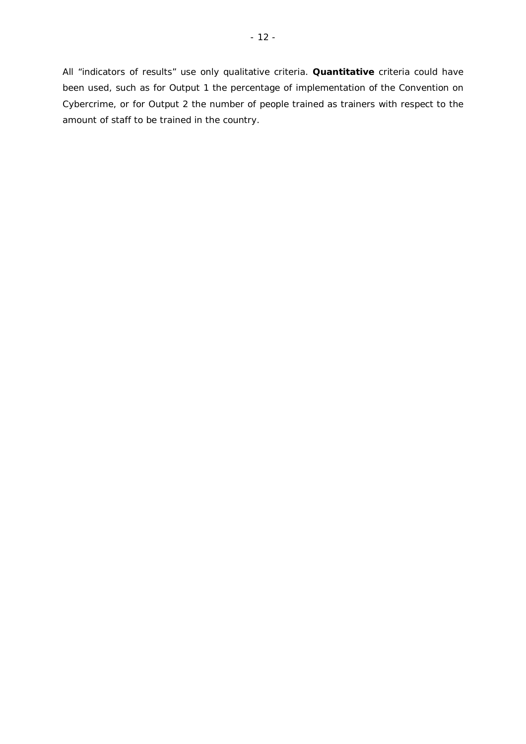All “indicators of results” use only qualitative criteria. **Quantitative** criteria could have been used, such as for Output 1 the percentage of implementation of the Convention on Cybercrime, or for Output 2 the number of people trained as trainers with respect to the amount of staff to be trained in the country.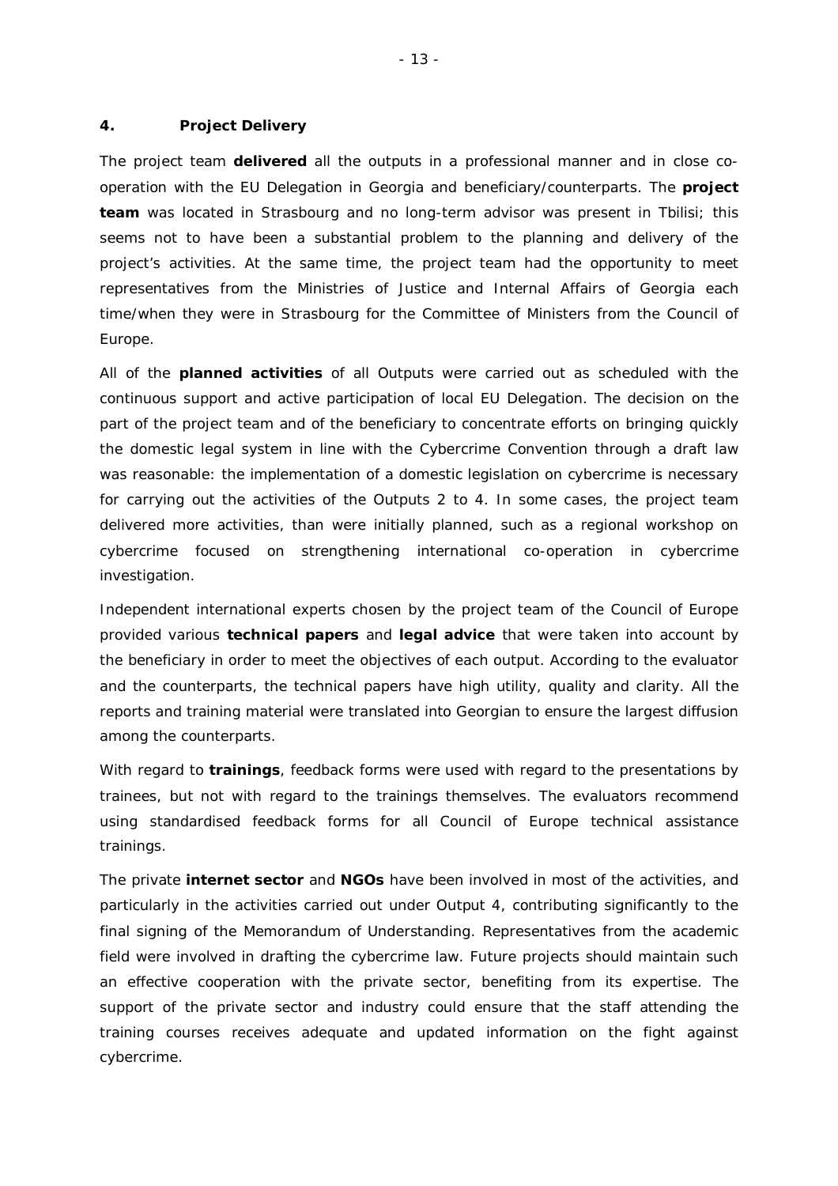## 4. Project Delivery

The project team **delivered** all the outputs in a professional manner and in close co-operation with the EU Delegation in Georgia and beneficiary/counterparts. The **project team** was located in Strasbourg and no long-term advisor was present in Tbilisi; this seems not to have been a substantial problem to the planning and delivery of the project's activities. At the same time, the project team had the opportunity to meet representatives from the Ministries of Justice and Internal Affairs of Georgia each time/when they were in Strasbourg for the Committee of Ministers from the Council of Europe.

All of the **planned activities** of all Outputs were carried out as scheduled with the continuous support and active participation of local EU Delegation. The decision on the part of the project team and of the beneficiary to concentrate efforts on bringing quickly the domestic legal system in line with the Cybercrime Convention through a draft law was reasonable: the implementation of a domestic legislation on cybercrime is necessary for carrying out the activities of the Outputs 2 to 4. In some cases, the project team delivered more activities, than were initially planned, such as a regional workshop on cybercrime focused on strengthening international co-operation in cybercrime investigation.

Independent international experts chosen by the project team of the Council of Europe provided various **technical papers** and **legal advice** that were taken into account by the beneficiary in order to meet the objectives of each output. According to the evaluator and the counterparts, the technical papers have high utility, quality and clarity. All the reports and training material were translated into Georgian to ensure the largest diffusion among the counterparts.

With regard to **trainings**, feedback forms were used with regard to the presentations by trainees, but not with regard to the trainings themselves. The evaluators recommend using standardised feedback forms for all Council of Europe technical assistance trainings.

The private **internet sector** and **NGOs** have been involved in most of the activities, and particularly in the activities carried out under Output 4, contributing significantly to the final signing of the Memorandum of Understanding. Representatives from the academic field were involved in drafting the cybercrime law. Future projects should maintain such an effective cooperation with the private sector, benefiting from its expertise. The support of the private sector and industry could ensure that the staff attending the training courses receives adequate and updated information on the fight against cybercrime.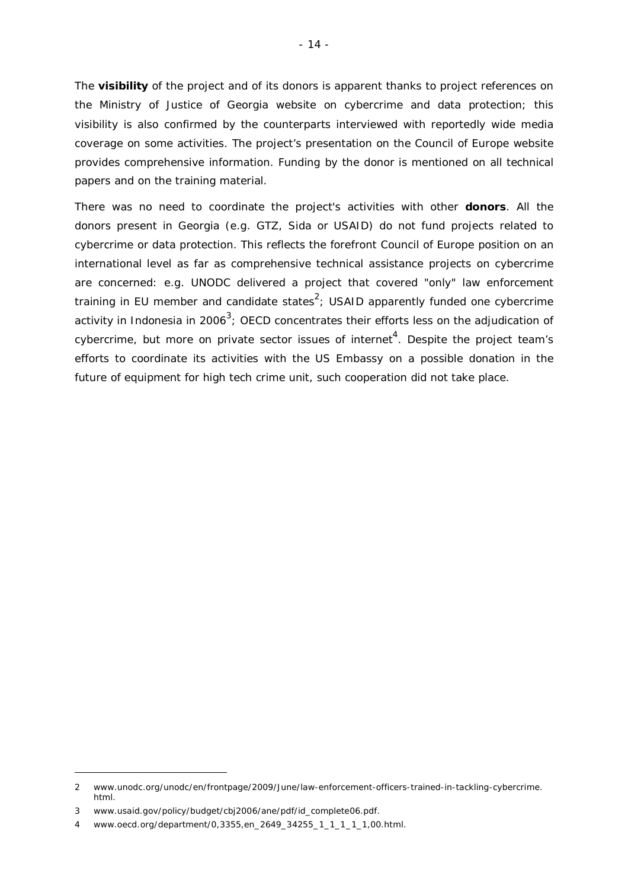The **visibility** of the project and of its donors is apparent thanks to project references on the Ministry of Justice of Georgia website on cybercrime and data protection; this visibility is also confirmed by the counterparts interviewed with reportedly wide media coverage on some activities. The project's presentation on the Council of Europe website provides comprehensive information. Funding by the donor is mentioned on all technical papers and on the training material.

There was no need to coordinate the project's activities with other **donors**. All the donors present in Georgia (e.g. GTZ, Sida or USAID) do not fund projects related to cybercrime or data protection. This reflects the forefront Council of Europe position on an international level as far as comprehensive technical assistance projects on cybercrime are concerned: e.g. UNODC delivered a project that covered "only" law enforcement training in EU member and candidate states[2]; USAID apparently funded one cybercrime activity in Indonesia in 2006[3]; OECD concentrates their efforts less on the adjudication of cybercrime, but more on private sector issues of internet[4]. Despite the project team's efforts to coordinate its activities with the US Embassy on a possible donation in the future of equipment for high tech crime unit, such cooperation did not take place.

---

2 www.unodc.org/unodc/en/frontpage/2009/June/law-enforcement-officers-trained-in-tackling-cybercrime.html.

3 www.usaid.gov/policy/budget/cbj2006/ane/pdf/id_complete06.pdf.

4 www.oecd.org/department/0,3355,en_2649_34255_1_1_1_1_1,00.html.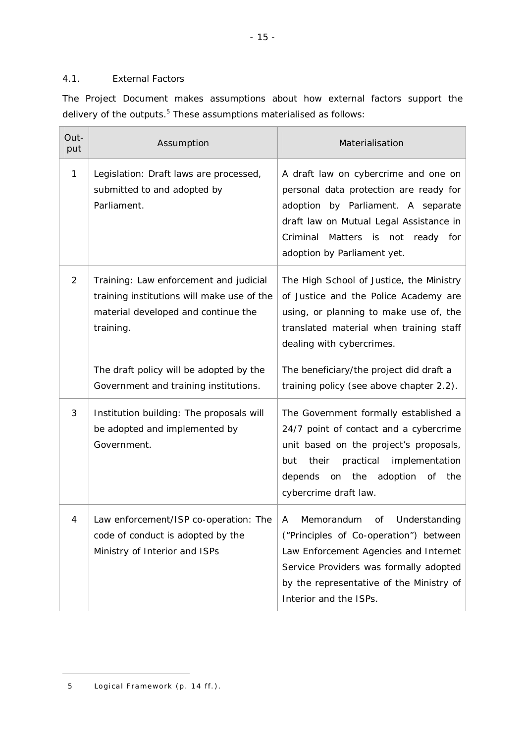### 4.1. External Factors

The Project Document makes assumptions about how external factors support the delivery of the outputs.[5] These assumptions materialised as follows:

| Out-put | Assumption | Materialisation |
|---|---|---|
| 1 | Legislation: Draft laws are processed, submitted to and adopted by Parliament. | A draft law on cybercrime and one on personal data protection are ready for adoption by Parliament. A separate draft law on Mutual Legal Assistance in Criminal Matters is not ready for adoption by Parliament yet. |
| 2 | Training: Law enforcement and judicial training institutions will make use of the material developed and continue the training.<br><br>The draft policy will be adopted by the Government and training institutions. | The High School of Justice, the Ministry of Justice and the Police Academy are using, or planning to make use of, the translated material when training staff dealing with cybercrimes.<br><br>The beneficiary/the project did draft a training policy (see above chapter 2.2). |
| 3 | Institution building: The proposals will be adopted and implemented by Government. | The Government formally established a 24/7 point of contact and a cybercrime unit based on the project's proposals, but their practical implementation depends on the adoption of the cybercrime draft law. |
| 4 | Law enforcement/ISP co-operation: The code of conduct is adopted by the Ministry of Interior and ISPs | A Memorandum of Understanding ("Principles of Co-operation") between Law Enforcement Agencies and Internet Service Providers was formally adopted by the representative of the Ministry of Interior and the ISPs. |

5 Logical Framework (p. 14 ff.).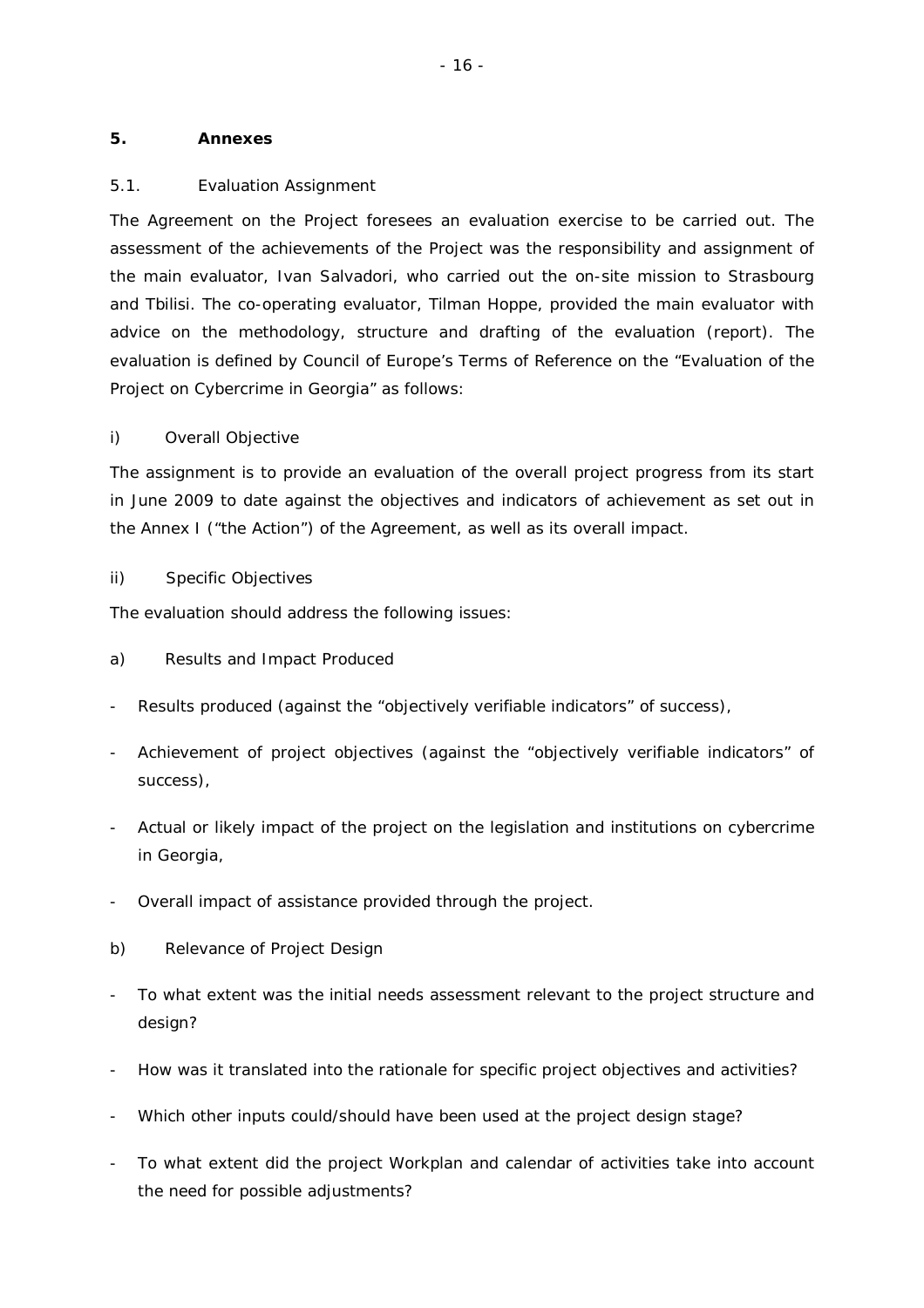## 5. Annexes

### 5.1. Evaluation Assignment

The Agreement on the Project foresees an evaluation exercise to be carried out. The assessment of the achievements of the Project was the responsibility and assignment of the main evaluator, Ivan Salvadori, who carried out the on-site mission to Strasbourg and Tbilisi. The co-operating evaluator, Tilman Hoppe, provided the main evaluator with advice on the methodology, structure and drafting of the evaluation (report). The evaluation is defined by Council of Europe's Terms of Reference on the "Evaluation of the Project on Cybercrime in Georgia" as follows:

i) Overall Objective

The assignment is to provide an evaluation of the overall project progress from its start in June 2009 to date against the objectives and indicators of achievement as set out in the Annex I ("the Action") of the Agreement, as well as its overall impact.

ii) Specific Objectives

The evaluation should address the following issues:

a) Results and Impact Produced

- Results produced (against the "objectively verifiable indicators" of success),
- Achievement of project objectives (against the "objectively verifiable indicators" of success),
- Actual or likely impact of the project on the legislation and institutions on cybercrime in Georgia,
- Overall impact of assistance provided through the project.

b) Relevance of Project Design

- To what extent was the initial needs assessment relevant to the project structure and design?
- How was it translated into the rationale for specific project objectives and activities?
- Which other inputs could/should have been used at the project design stage?
- To what extent did the project Workplan and calendar of activities take into account the need for possible adjustments?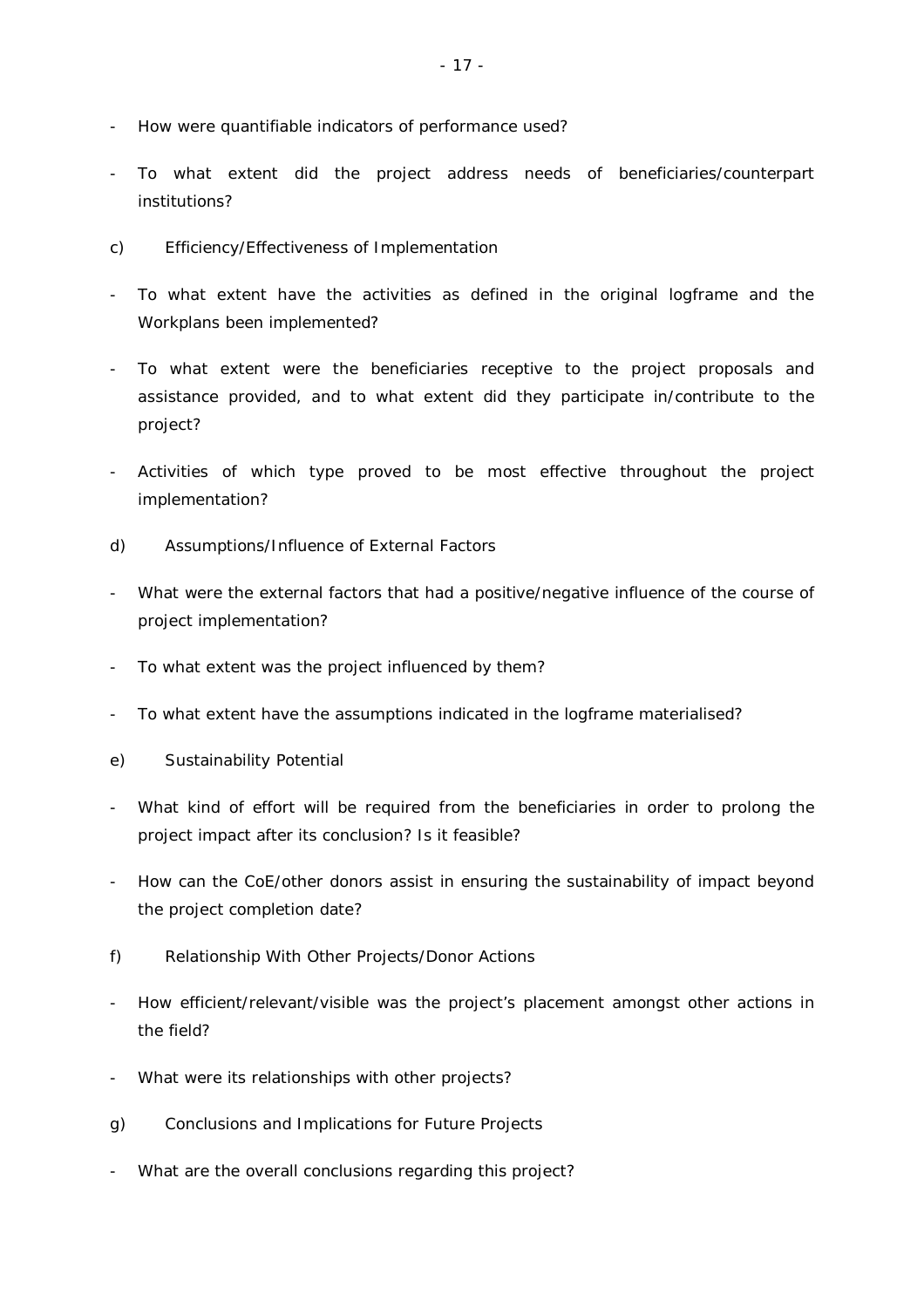- How were quantifiable indicators of performance used?

- To what extent did the project address needs of beneficiaries/counterpart institutions?

c) Efficiency/Effectiveness of Implementation

- To what extent have the activities as defined in the original logframe and the Workplans been implemented?

- To what extent were the beneficiaries receptive to the project proposals and assistance provided, and to what extent did they participate in/contribute to the project?

- Activities of which type proved to be most effective throughout the project implementation?

d) Assumptions/Influence of External Factors

- What were the external factors that had a positive/negative influence of the course of project implementation?

- To what extent was the project influenced by them?

- To what extent have the assumptions indicated in the logframe materialised?

e) Sustainability Potential

- What kind of effort will be required from the beneficiaries in order to prolong the project impact after its conclusion? Is it feasible?

- How can the CoE/other donors assist in ensuring the sustainability of impact beyond the project completion date?

f) Relationship With Other Projects/Donor Actions

- How efficient/relevant/visible was the project's placement amongst other actions in the field?

- What were its relationships with other projects?

g) Conclusions and Implications for Future Projects

- What are the overall conclusions regarding this project?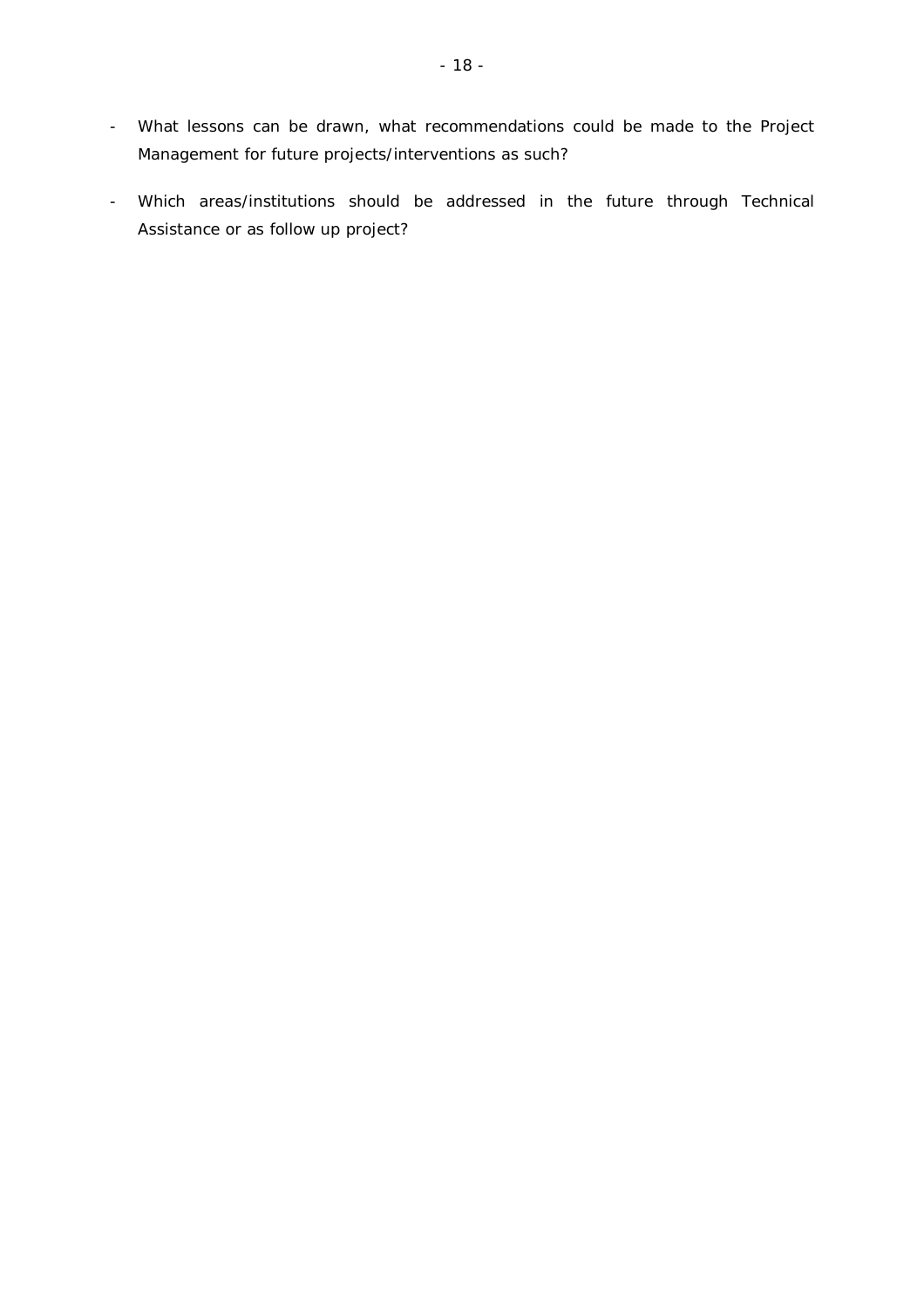- What lessons can be drawn, what recommendations could be made to the Project Management for future projects/interventions as such?

- Which areas/institutions should be addressed in the future through Technical Assistance or as follow up project?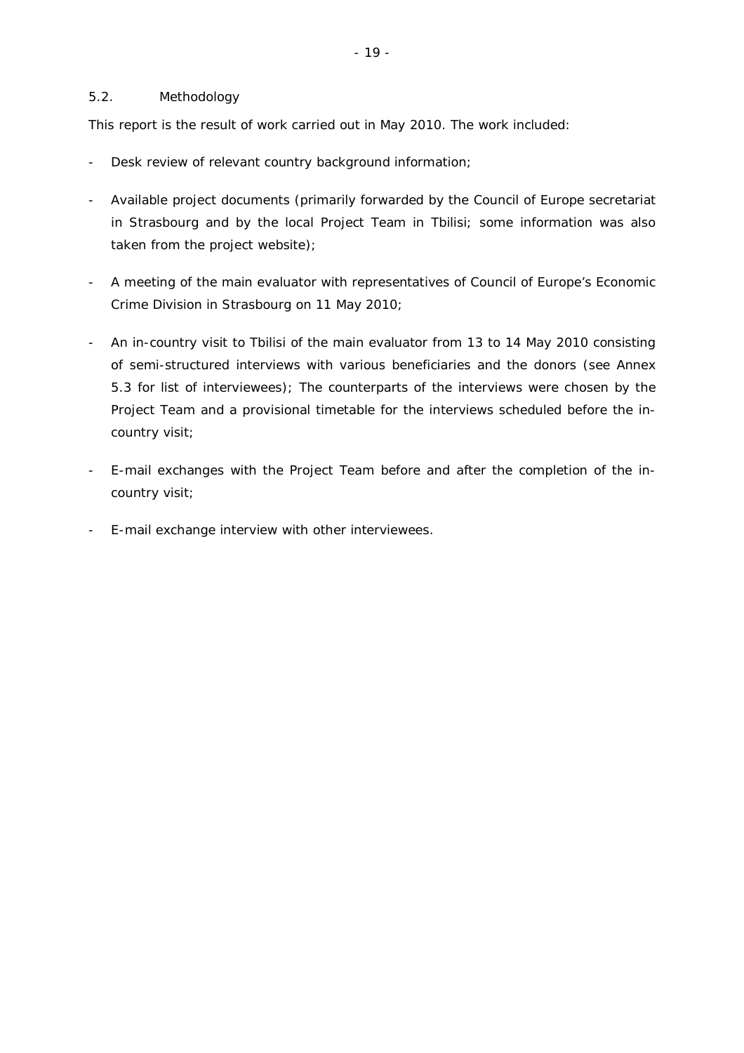## 5.2. Methodology

This report is the result of work carried out in May 2010. The work included:

- Desk review of relevant country background information;
- Available project documents (primarily forwarded by the Council of Europe secretariat in Strasbourg and by the local Project Team in Tbilisi; some information was also taken from the project website);
- A meeting of the main evaluator with representatives of Council of Europe's Economic Crime Division in Strasbourg on 11 May 2010;
- An in-country visit to Tbilisi of the main evaluator from 13 to 14 May 2010 consisting of semi-structured interviews with various beneficiaries and the donors (see Annex 5.3 for list of interviewees); The counterparts of the interviews were chosen by the Project Team and a provisional timetable for the interviews scheduled before the in-country visit;
- E-mail exchanges with the Project Team before and after the completion of the in-country visit;
- E-mail exchange interview with other interviewees.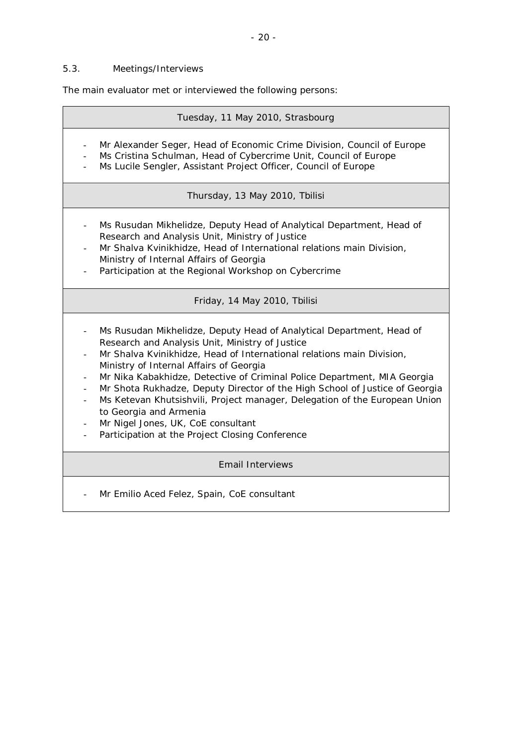### 5.3. Meetings/Interviews

The main evaluator met or interviewed the following persons:

| Tuesday, 11 May 2010, Strasbourg |
|---|
| - Mr Alexander Seger, Head of Economic Crime Division, Council of Europe<br>- Ms Cristina Schulman, Head of Cybercrime Unit, Council of Europe<br>- Ms Lucile Sengler, Assistant Project Officer, Council of Europe |
| **Thursday, 13 May 2010, Tbilisi** |
| - Ms Rusudan Mikhelidze, Deputy Head of Analytical Department, Head of Research and Analysis Unit, Ministry of Justice<br>- Mr Shalva Kvinikhidze, Head of International relations main Division, Ministry of Internal Affairs of Georgia<br>- Participation at the Regional Workshop on Cybercrime |
| **Friday, 14 May 2010, Tbilisi** |
| - Ms Rusudan Mikhelidze, Deputy Head of Analytical Department, Head of Research and Analysis Unit, Ministry of Justice<br>- Mr Shalva Kvinikhidze, Head of International relations main Division, Ministry of Internal Affairs of Georgia<br>- Mr Nika Kabakhidze, Detective of Criminal Police Department, MIA Georgia<br>- Mr Shota Rukhadze, Deputy Director of the High School of Justice of Georgia<br>- Ms Ketevan Khutsishvili, Project manager, Delegation of the European Union to Georgia and Armenia<br>- Mr Nigel Jones, UK, CoE consultant<br>- Participation at the Project Closing Conference |
| **Email Interviews** |
| - Mr Emilio Aced Felez, Spain, CoE consultant |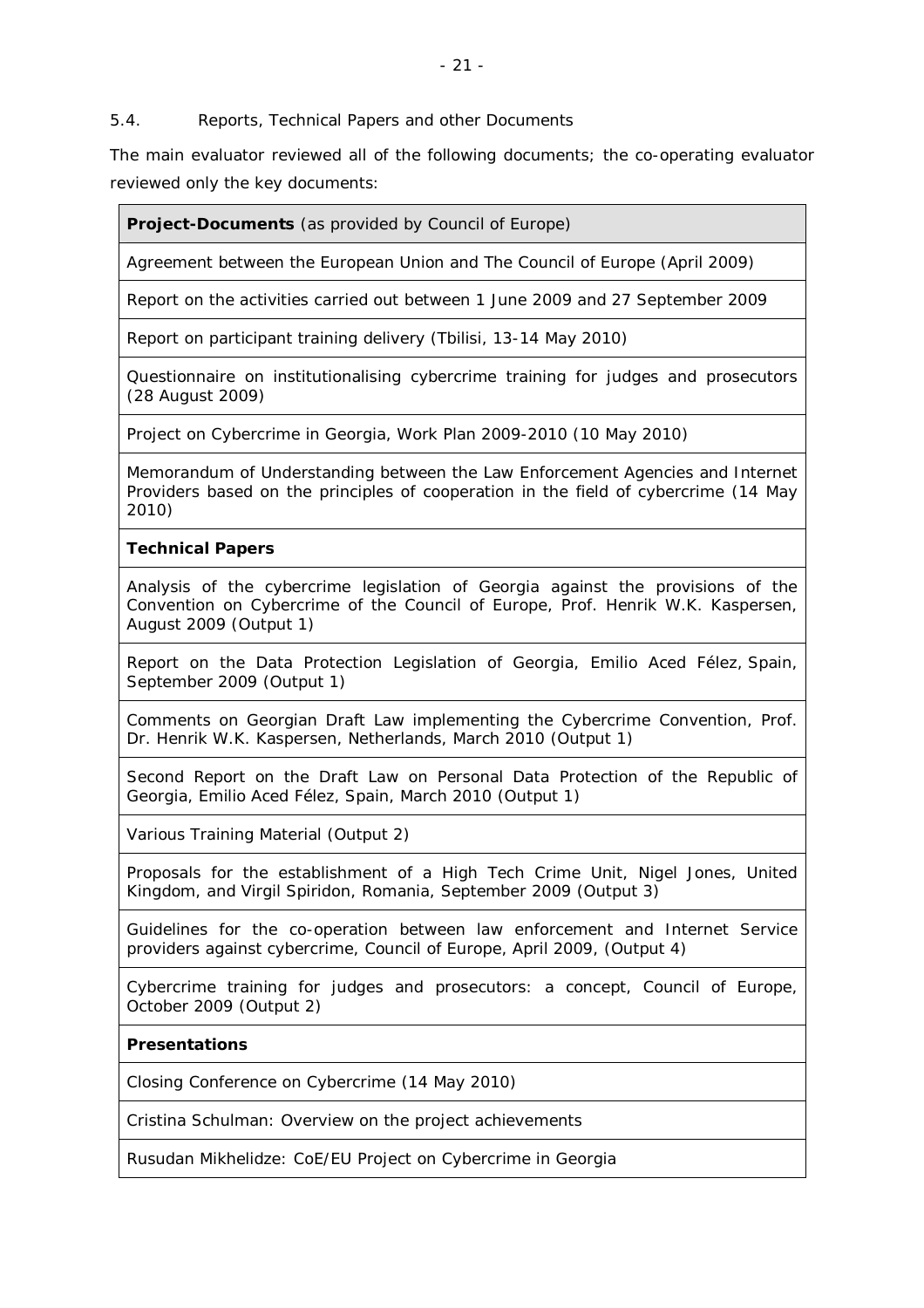### 5.4. Reports, Technical Papers and other Documents

The main evaluator reviewed all of the following documents; the co-operating evaluator reviewed only the key documents:

| **Project-Documents** (as provided by Council of Europe) |
| --- |
| Agreement between the European Union and The Council of Europe (April 2009) |
| Report on the activities carried out between 1 June 2009 and 27 September 2009 |
| Report on participant training delivery (Tbilisi, 13-14 May 2010) |
| Questionnaire on institutionalising cybercrime training for judges and prosecutors (28 August 2009) |
| Project on Cybercrime in Georgia, Work Plan 2009-2010 (10 May 2010) |
| Memorandum of Understanding between the Law Enforcement Agencies and Internet Providers based on the principles of cooperation in the field of cybercrime (14 May 2010) |
| **Technical Papers** |
| Analysis of the cybercrime legislation of Georgia against the provisions of the Convention on Cybercrime of the Council of Europe, Prof. Henrik W.K. Kaspersen, August 2009 (Output 1) |
| Report on the Data Protection Legislation of Georgia, Emilio Aced Félez, Spain, September 2009 (Output 1) |
| Comments on Georgian Draft Law implementing the Cybercrime Convention, Prof. Dr. Henrik W.K. Kaspersen, Netherlands, March 2010 (Output 1) |
| Second Report on the Draft Law on Personal Data Protection of the Republic of Georgia, Emilio Aced Félez, Spain, March 2010 (Output 1) |
| Various Training Material (Output 2) |
| Proposals for the establishment of a High Tech Crime Unit, Nigel Jones, United Kingdom, and Virgil Spiridon, Romania, September 2009 (Output 3) |
| Guidelines for the co-operation between law enforcement and Internet Service providers against cybercrime, Council of Europe, April 2009, (Output 4) |
| Cybercrime training for judges and prosecutors: a concept, Council of Europe, October 2009 (Output 2) |
| **Presentations** |
| Closing Conference on Cybercrime (14 May 2010) |
| Cristina Schulman: Overview on the project achievements |
| Rusudan Mikhelidze: CoE/EU Project on Cybercrime in Georgia |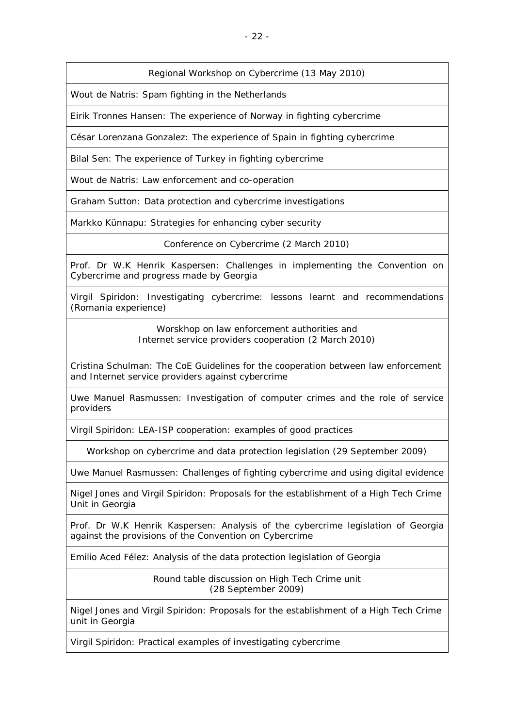| Regional Workshop on Cybercrime (13 May 2010) |
|---|
| Wout de Natris: Spam fighting in the Netherlands |
| Eirik Tronnes Hansen: The experience of Norway in fighting cybercrime |
| César Lorenzana Gonzalez: The experience of Spain in fighting cybercrime |
| Bilal Sen: The experience of Turkey in fighting cybercrime |
| Wout de Natris: Law enforcement and co-operation |
| Graham Sutton: Data protection and cybercrime investigations |
| Markko Künnapu: Strategies for enhancing cyber security |
| Conference on Cybercrime (2 March 2010) |
| Prof. Dr W.K Henrik Kaspersen: Challenges in implementing the Convention on Cybercrime and progress made by Georgia |
| Virgil Spiridon: Investigating cybercrime: lessons learnt and recommendations (Romania experience) |
| Worskhop on law enforcement authorities and Internet service providers cooperation (2 March 2010) |
| Cristina Schulman: The CoE Guidelines for the cooperation between law enforcement and Internet service providers against cybercrime |
| Uwe Manuel Rasmussen: Investigation of computer crimes and the role of service providers |
| Virgil Spiridon: LEA-ISP cooperation: examples of good practices |
| Workshop on cybercrime and data protection legislation (29 September 2009) |
| Uwe Manuel Rasmussen: Challenges of fighting cybercrime and using digital evidence |
| Nigel Jones and Virgil Spiridon: Proposals for the establishment of a High Tech Crime Unit in Georgia |
| Prof. Dr W.K Henrik Kaspersen: Analysis of the cybercrime legislation of Georgia against the provisions of the Convention on Cybercrime |
| Emilio Aced Félez: Analysis of the data protection legislation of Georgia |
| Round table discussion on High Tech Crime unit (28 September 2009) |
| Nigel Jones and Virgil Spiridon: Proposals for the establishment of a High Tech Crime unit in Georgia |
| Virgil Spiridon: Practical examples of investigating cybercrime |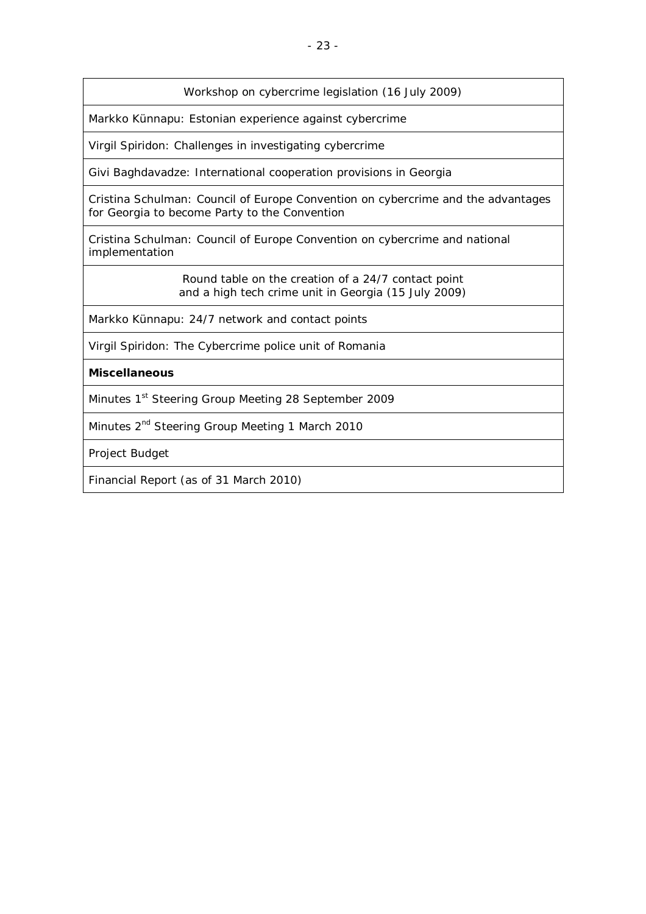| |
|---|
| Workshop on cybercrime legislation (16 July 2009) |
| Markko Künnapu: Estonian experience against cybercrime |
| Virgil Spiridon: Challenges in investigating cybercrime |
| Givi Baghdavadze: International cooperation provisions in Georgia |
| Cristina Schulman: Council of Europe Convention on cybercrime and the advantages for Georgia to become Party to the Convention |
| Cristina Schulman: Council of Europe Convention on cybercrime and national implementation |
| Round table on the creation of a 24/7 contact point and a high tech crime unit in Georgia (15 July 2009) |
| Markko Künnapu: 24/7 network and contact points |
| Virgil Spiridon: The Cybercrime police unit of Romania |
| **Miscellaneous** |
| Minutes 1st Steering Group Meeting 28 September 2009 |
| Minutes 2nd Steering Group Meeting 1 March 2010 |
| Project Budget |
| Financial Report (as of 31 March 2010) |